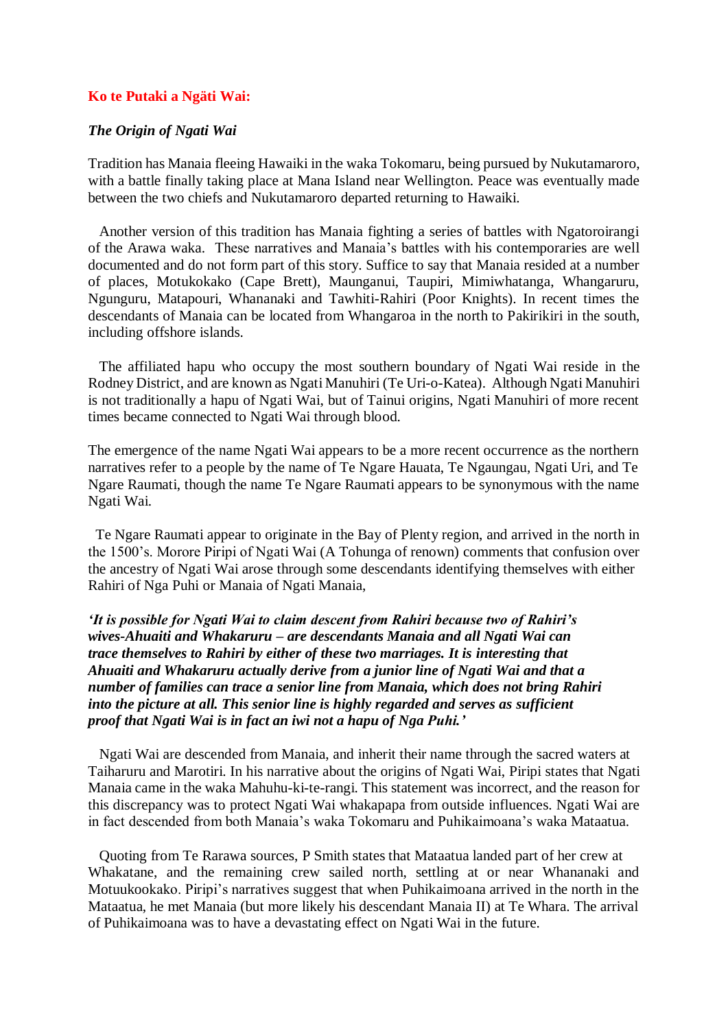## Ko te Putaki a Ngäti Wai:

### *The Origin of Ngati Wai*

Tradition has Manaia fleeing Hawaiki in the waka Tokomaru, being pursued by Nukutamaroro, with a battle finally taking place at Mana Island near Wellington. Peace was eventually made between the two chiefs and Nukutamaroro departed returning to Hawaiki.

Another version of this tradition has Manaia fighting a series of battles with Ngatoroirangi of the Arawa waka. These narratives and Manaia's battles with his contemporaries are well documented and do not form part of this story. Suffice to say that Manaia resided at a number of places, Motukokako (Cape Brett), Maunganui, Taupiri, Mimiwhatanga, Whangaruru, Ngunguru, Matapouri, Whananaki and Tawhiti-Rahiri (Poor Knights). In recent times the descendants of Manaia can be located from Whangaroa in the north to Pakirikiri in the south, including offshore islands.

The affiliated hapu who occupy the most southern boundary of Ngati Wai reside in the Rodney District, and are known as Ngati Manuhiri (Te Uri-o-Katea). Although Ngati Manuhiri is not traditionally a hapu of Ngati Wai, but of Tainui origins, Ngati Manuhiri of more recent times became connected to Ngati Wai through blood.

The emergence of the name Ngati Wai appears to be a more recent occurrence as the northern narratives refer to a people by the name of Te Ngare Hauata, Te Ngaungau, Ngati Uri, and Te Ngare Raumati, though the name Te Ngare Raumati appears to be synonymous with the name Ngati Wai.

Te Ngare Raumati appear to originate in the Bay of Plenty region, and arrived in the north in the 1500's. Morore Piripi of Ngati Wai (A Tohunga of renown) comments that confusion over the ancestry of Ngati Wai arose through some descendants identifying themselves with either Rahiri of Nga Puhi or Manaia of Ngati Manaia,

***'It is possible for Ngati Wai to claim descent from Rahiri because two of Rahiri's wives-Ahuaiti and Whakaruru – are descendants Manaia and all Ngati Wai can trace themselves to Rahiri by either of these two marriages. It is interesting that Ahuaiti and Whakaruru actually derive from a junior line of Ngati Wai and that a number of families can trace a senior line from Manaia, which does not bring Rahiri into the picture at all. This senior line is highly regarded and serves as sufficient proof that Ngati Wai is in fact an iwi not a hapu of Nga Puhi.'***

Ngati Wai are descended from Manaia, and inherit their name through the sacred waters at Taiharuru and Marotiri. In his narrative about the origins of Ngati Wai, Piripi states that Ngati Manaia came in the waka Mahuhu-ki-te-rangi. This statement was incorrect, and the reason for this discrepancy was to protect Ngati Wai whakapapa from outside influences. Ngati Wai are in fact descended from both Manaia's waka Tokomaru and Puhikaimoana's waka Mataatua.

Quoting from Te Rarawa sources, P Smith states that Mataatua landed part of her crew at Whakatane, and the remaining crew sailed north, settling at or near Whananaki and Motuukookako. Piripi's narratives suggest that when Puhikaimoana arrived in the north in the Mataatua, he met Manaia (but more likely his descendant Manaia II) at Te Whara. The arrival of Puhikaimoana was to have a devastating effect on Ngati Wai in the future.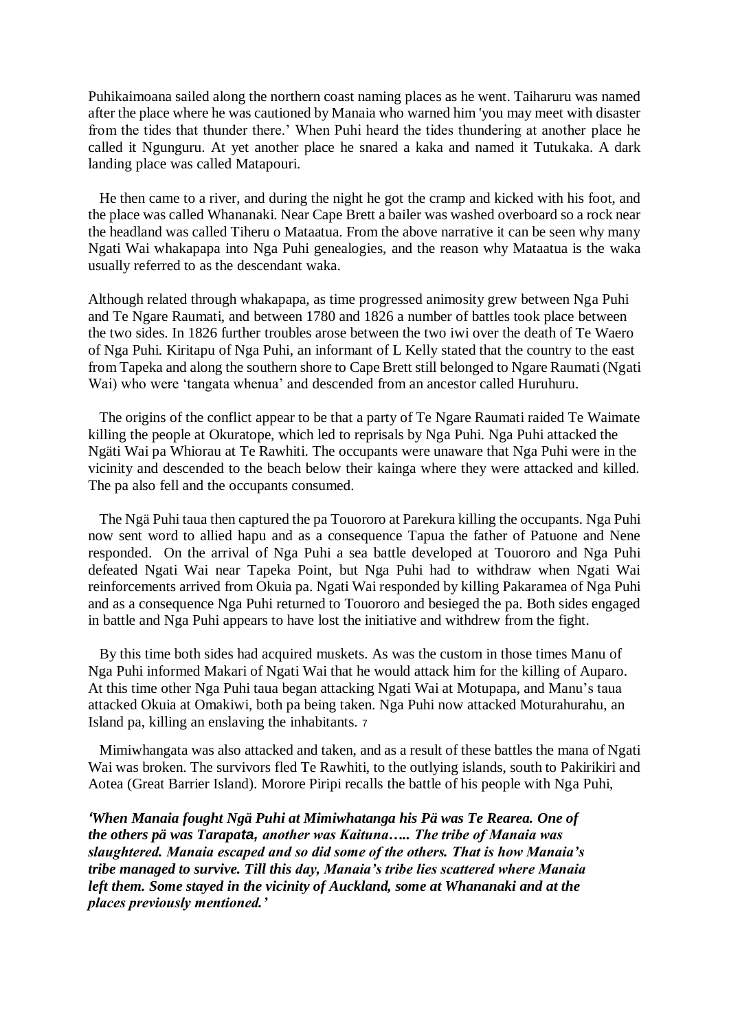Puhikaimoana sailed along the northern coast naming places as he went. Taiharuru was named after the place where he was cautioned by Manaia who warned him 'you may meet with disaster from the tides that thunder there.' When Puhi heard the tides thundering at another place he called it Ngunguru. At yet another place he snared a kaka and named it Tutukaka. A dark landing place was called Matapouri.

He then came to a river, and during the night he got the cramp and kicked with his foot, and the place was called Whananaki. Near Cape Brett a bailer was washed overboard so a rock near the headland was called Tiheru o Mataatua. From the above narrative it can be seen why many Ngati Wai whakapapa into Nga Puhi genealogies, and the reason why Mataatua is the waka usually referred to as the descendant waka.

Although related through whakapapa, as time progressed animosity grew between Nga Puhi and Te Ngare Raumati, and between 1780 and 1826 a number of battles took place between the two sides. In 1826 further troubles arose between the two iwi over the death of Te Waero of Nga Puhi. Kiritapu of Nga Puhi, an informant of L Kelly stated that the country to the east from Tapeka and along the southern shore to Cape Brett still belonged to Ngare Raumati (Ngati Wai) who were 'tangata whenua' and descended from an ancestor called Huruhuru.

The origins of the conflict appear to be that a party of Te Ngare Raumati raided Te Waimate killing the people at Okuratope, which led to reprisals by Nga Puhi. Nga Puhi attacked the Ngäti Wai pa Whiorau at Te Rawhiti. The occupants were unaware that Nga Puhi were in the vicinity and descended to the beach below their kainga where they were attacked and killed. The pa also fell and the occupants consumed.

The Ngä Puhi taua then captured the pa Touororo at Parekura killing the occupants. Nga Puhi now sent word to allied hapu and as a consequence Tapua the father of Patuone and Nene responded. On the arrival of Nga Puhi a sea battle developed at Touororo and Nga Puhi defeated Ngati Wai near Tapeka Point, but Nga Puhi had to withdraw when Ngati Wai reinforcements arrived from Okuia pa. Ngati Wai responded by killing Pakaramea of Nga Puhi and as a consequence Nga Puhi returned to Touororo and besieged the pa. Both sides engaged in battle and Nga Puhi appears to have lost the initiative and withdrew from the fight.

By this time both sides had acquired muskets. As was the custom in those times Manu of Nga Puhi informed Makari of Ngati Wai that he would attack him for the killing of Auparo. At this time other Nga Puhi taua began attacking Ngati Wai at Motupapa, and Manu's taua attacked Okuia at Omakiwi, both pa being taken. Nga Puhi now attacked Moturahurahu, an Island pa, killing an enslaving the inhabitants. [7]

Mimiwhangata was also attacked and taken, and as a result of these battles the mana of Ngati Wai was broken. The survivors fled Te Rawhiti, to the outlying islands, south to Pakirikiri and Aotea (Great Barrier Island). Morore Piripi recalls the battle of his people with Nga Puhi,

***'When Manaia fought Ngä Puhi at Mimiwhatanga his Pä was Te Rearea. One of the others pä was Tarapata, another was Kaituna….. The tribe of Manaia was slaughtered. Manaia escaped and so did some of the others. That is how Manaia's tribe managed to survive. Till this day, Manaia's tribe lies scattered where Manaia left them. Some stayed in the vicinity of Auckland, some at Whananaki and at the places previously mentioned.'***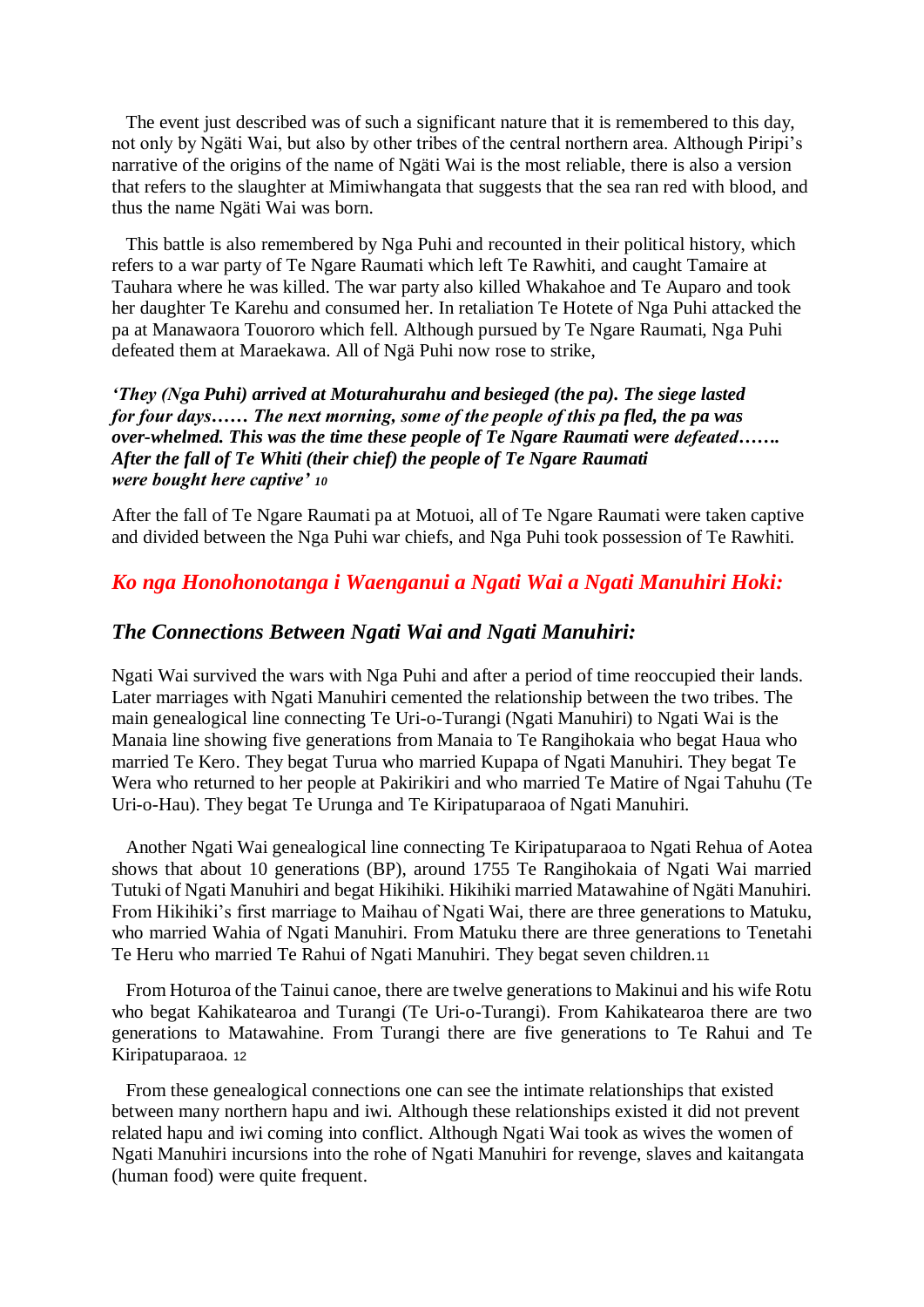The event just described was of such a significant nature that it is remembered to this day, not only by Ngäti Wai, but also by other tribes of the central northern area. Although Piripi's narrative of the origins of the name of Ngäti Wai is the most reliable, there is also a version that refers to the slaughter at Mimiwhangata that suggests that the sea ran red with blood, and thus the name Ngäti Wai was born.

This battle is also remembered by Nga Puhi and recounted in their political history, which refers to a war party of Te Ngare Raumati which left Te Rawhiti, and caught Tamaire at Tauhara where he was killed. The war party also killed Whakahoe and Te Auparo and took her daughter Te Karehu and consumed her. In retaliation Te Hotete of Nga Puhi attacked the pa at Manawaora Touororo which fell. Although pursued by Te Ngare Raumati, Nga Puhi defeated them at Maraekawa. All of Ngä Puhi now rose to strike,

***'They (Nga Puhi) arrived at Moturahurahu and besieged (the pa). The siege lasted for four days…… The next morning, some of the people of this pa fled, the pa was over-whelmed. This was the time these people of Te Ngare Raumati were defeated……. After the fall of Te Whiti (their chief) the people of Te Ngare Raumati were bought here captive'*** [10]

After the fall of Te Ngare Raumati pa at Motuoi, all of Te Ngare Raumati were taken captive and divided between the Nga Puhi war chiefs, and Nga Puhi took possession of Te Rawhiti.

## *Ko nga Honohonotanga i Waenganui a Ngati Wai a Ngati Manuhiri Hoki:*

## *The Connections Between Ngati Wai and Ngati Manuhiri:*

Ngati Wai survived the wars with Nga Puhi and after a period of time reoccupied their lands. Later marriages with Ngati Manuhiri cemented the relationship between the two tribes. The main genealogical line connecting Te Uri-o-Turangi (Ngati Manuhiri) to Ngati Wai is the Manaia line showing five generations from Manaia to Te Rangihokaia who begat Haua who married Te Kero. They begat Turua who married Kupapa of Ngati Manuhiri. They begat Te Wera who returned to her people at Pakirikiri and who married Te Matire of Ngai Tahuhu (Te Uri-o-Hau). They begat Te Urunga and Te Kiripatuparaoa of Ngati Manuhiri.

Another Ngati Wai genealogical line connecting Te Kiripatuparaoa to Ngati Rehua of Aotea shows that about 10 generations (BP), around 1755 Te Rangihokaia of Ngati Wai married Tutuki of Ngati Manuhiri and begat Hikihiki. Hikihiki married Matawahine of Ngäti Manuhiri. From Hikihiki's first marriage to Maihau of Ngati Wai, there are three generations to Matuku, who married Wahia of Ngati Manuhiri. From Matuku there are three generations to Tenetahi Te Heru who married Te Rahui of Ngati Manuhiri. They begat seven children.[11]

From Hoturoa of the Tainui canoe, there are twelve generations to Makinui and his wife Rotu who begat Kahikatearoa and Turangi (Te Uri-o-Turangi). From Kahikatearoa there are two generations to Matawahine. From Turangi there are five generations to Te Rahui and Te Kiripatuparaoa. [12]

From these genealogical connections one can see the intimate relationships that existed between many northern hapu and iwi. Although these relationships existed it did not prevent related hapu and iwi coming into conflict. Although Ngati Wai took as wives the women of Ngati Manuhiri incursions into the rohe of Ngati Manuhiri for revenge, slaves and kaitangata (human food) were quite frequent.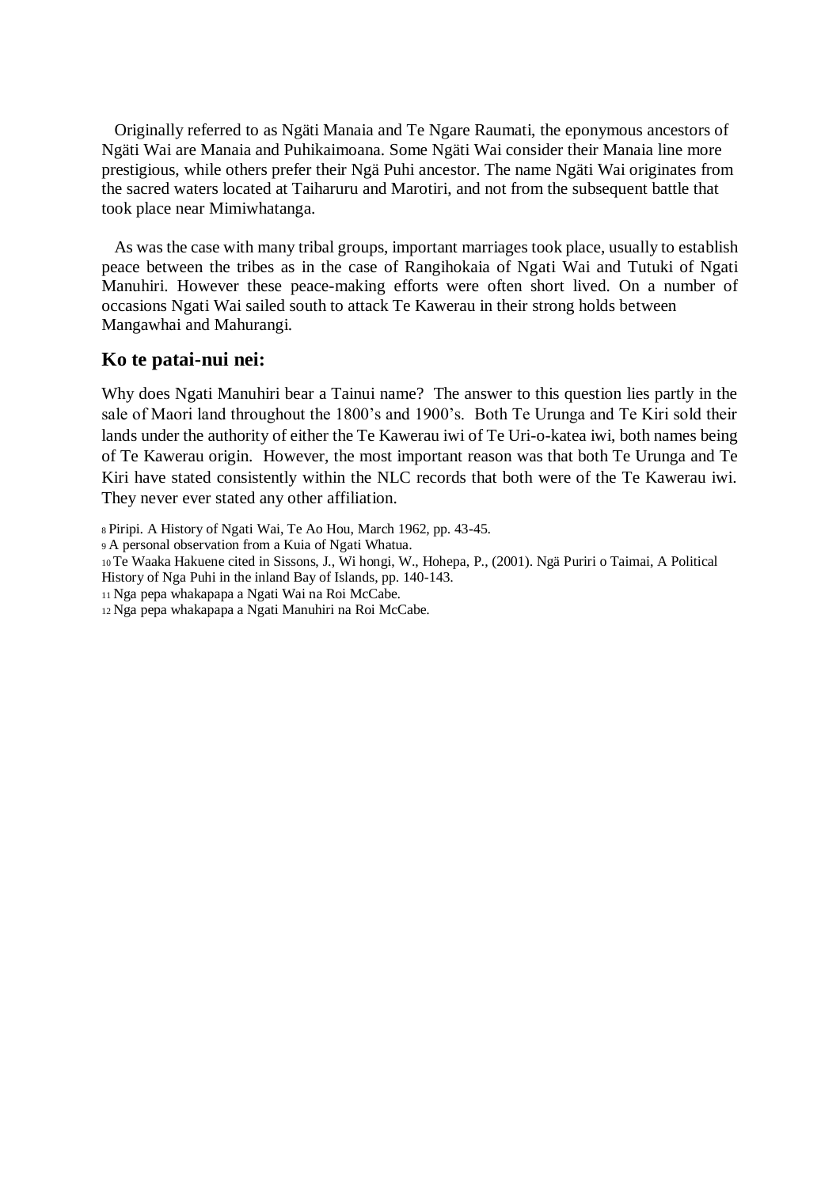Originally referred to as Ngäti Manaia and Te Ngare Raumati, the eponymous ancestors of Ngäti Wai are Manaia and Puhikaimoana. Some Ngäti Wai consider their Manaia line more prestigious, while others prefer their Ngä Puhi ancestor. The name Ngäti Wai originates from the sacred waters located at Taiharuru and Marotiri, and not from the subsequent battle that took place near Mimiwhatanga.

As was the case with many tribal groups, important marriages took place, usually to establish peace between the tribes as in the case of Rangihokaia of Ngati Wai and Tutuki of Ngati Manuhiri. However these peace-making efforts were often short lived. On a number of occasions Ngati Wai sailed south to attack Te Kawerau in their strong holds between Mangawhai and Mahurangi.

## Ko te patai-nui nei:

Why does Ngati Manuhiri bear a Tainui name? The answer to this question lies partly in the sale of Maori land throughout the 1800's and 1900's. Both Te Urunga and Te Kiri sold their lands under the authority of either the Te Kawerau iwi of Te Uri-o-katea iwi, both names being of Te Kawerau origin. However, the most important reason was that both Te Urunga and Te Kiri have stated consistently within the NLC records that both were of the Te Kawerau iwi. They never ever stated any other affiliation.

8 Piripi. A History of Ngati Wai, Te Ao Hou, March 1962, pp. 43-45.

9 A personal observation from a Kuia of Ngati Whatua.

10 Te Waaka Hakuene cited in Sissons, J., Wi hongi, W., Hohepa, P., (2001). Ngä Puriri o Taimai, A Political History of Nga Puhi in the inland Bay of Islands, pp. 140-143.

11 Nga pepa whakapapa a Ngati Wai na Roi McCabe.

12 Nga pepa whakapapa a Ngati Manuhiri na Roi McCabe.